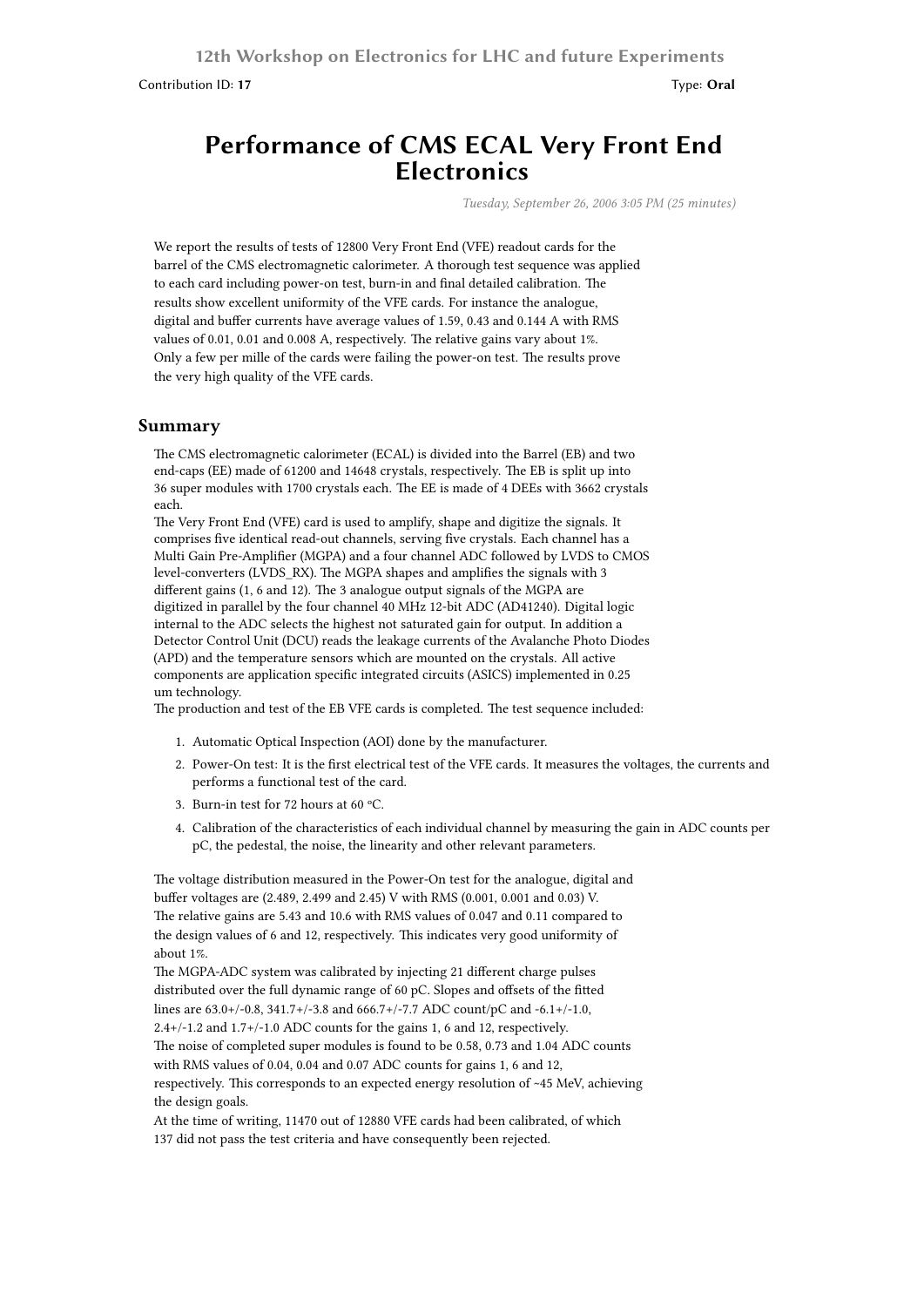12th Workshop on Electronics for LHC and future Experiments

Contribution ID: **17** Type: **Oral**

# Performance of CMS ECAL Very Front End Electronics

*Tuesday, September 26, 2006 3:05 PM (25 minutes)*

We report the results of tests of 12800 Very Front End (VFE) readout cards for the barrel of the CMS electromagnetic calorimeter. A thorough test sequence was applied to each card including power-on test, burn-in and final detailed calibration. The results show excellent uniformity of the VFE cards. For instance the analogue, digital and buffer currents have average values of 1.59, 0.43 and 0.144 A with RMS values of 0.01, 0.01 and 0.008 A, respectively. The relative gains vary about 1%. Only a few per mille of the cards were failing the power-on test. The results prove the very high quality of the VFE cards.

## Summary

The CMS electromagnetic calorimeter (ECAL) is divided into the Barrel (EB) and two end-caps (EE) made of 61200 and 14648 crystals, respectively. The EB is split up into 36 super modules with 1700 crystals each. The EE is made of 4 DEEs with 3662 crystals each.
The Very Front End (VFE) card is used to amplify, shape and digitize the signals. It comprises five identical read-out channels, serving five crystals. Each channel has a Multi Gain Pre-Amplifier (MGPA) and a four channel ADC followed by LVDS to CMOS level-converters (LVDS_RX). The MGPA shapes and amplifies the signals with 3 different gains (1, 6 and 12). The 3 analogue output signals of the MGPA are digitized in parallel by the four channel 40 MHz 12-bit ADC (AD41240). Digital logic internal to the ADC selects the highest not saturated gain for output. In addition a Detector Control Unit (DCU) reads the leakage currents of the Avalanche Photo Diodes (APD) and the temperature sensors which are mounted on the crystals. All active components are application specific integrated circuits (ASICS) implemented in 0.25 um technology.
The production and test of the EB VFE cards is completed. The test sequence included:

1. Automatic Optical Inspection (AOI) done by the manufacturer.
2. Power-On test: It is the first electrical test of the VFE cards. It measures the voltages, the currents and performs a functional test of the card.
3. Burn-in test for 72 hours at 60 °C.
4. Calibration of the characteristics of each individual channel by measuring the gain in ADC counts per pC, the pedestal, the noise, the linearity and other relevant parameters.

The voltage distribution measured in the Power-On test for the analogue, digital and buffer voltages are (2.489, 2.499 and 2.45) V with RMS (0.001, 0.001 and 0.03) V.
The relative gains are 5.43 and 10.6 with RMS values of 0.047 and 0.11 compared to the design values of 6 and 12, respectively. This indicates very good uniformity of about 1%.
The MGPA-ADC system was calibrated by injecting 21 different charge pulses distributed over the full dynamic range of 60 pC. Slopes and offsets of the fitted lines are 63.0+/-0.8, 341.7+/-3.8 and 666.7+/-7.7 ADC count/pC and -6.1+/-1.0, 2.4+/-1.2 and 1.7+/-1.0 ADC counts for the gains 1, 6 and 12, respectively.
The noise of completed super modules is found to be 0.58, 0.73 and 1.04 ADC counts with RMS values of 0.04, 0.04 and 0.07 ADC counts for gains 1, 6 and 12, respectively. This corresponds to an expected energy resolution of ~45 MeV, achieving the design goals.
At the time of writing, 11470 out of 12880 VFE cards had been calibrated, of which 137 did not pass the test criteria and have consequently been rejected.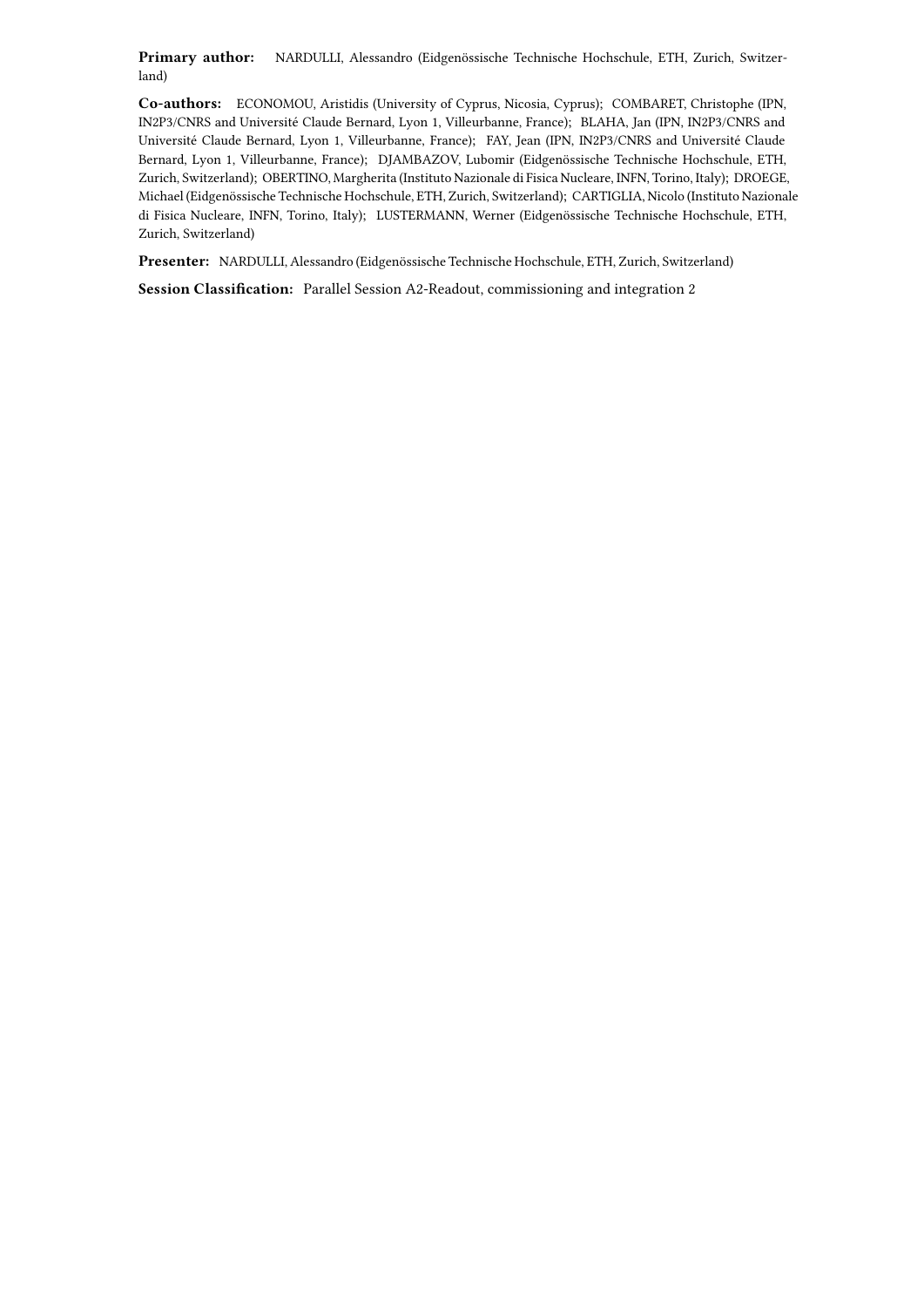**Primary author:** NARDULLI, Alessandro (Eidgenössische Technische Hochschule, ETH, Zurich, Switzerland)

**Co-authors:** ECONOMOU, Aristidis (University of Cyprus, Nicosia, Cyprus); COMBARET, Christophe (IPN, IN2P3/CNRS and Université Claude Bernard, Lyon 1, Villeurbanne, France); BLAHA, Jan (IPN, IN2P3/CNRS and Université Claude Bernard, Lyon 1, Villeurbanne, France); FAY, Jean (IPN, IN2P3/CNRS and Université Claude Bernard, Lyon 1, Villeurbanne, France); DJAMBAZOV, Lubomir (Eidgenössische Technische Hochschule, ETH, Zurich, Switzerland); OBERTINO, Margherita (Instituto Nazionale di Fisica Nucleare, INFN, Torino, Italy); DROEGE, Michael (Eidgenössische Technische Hochschule, ETH, Zurich, Switzerland); CARTIGLIA, Nicolo (Instituto Nazionale di Fisica Nucleare, INFN, Torino, Italy); LUSTERMANN, Werner (Eidgenössische Technische Hochschule, ETH, Zurich, Switzerland)

**Presenter:** NARDULLI, Alessandro (Eidgenössische Technische Hochschule, ETH, Zurich, Switzerland)

**Session Classification:** Parallel Session A2-Readout, commissioning and integration 2